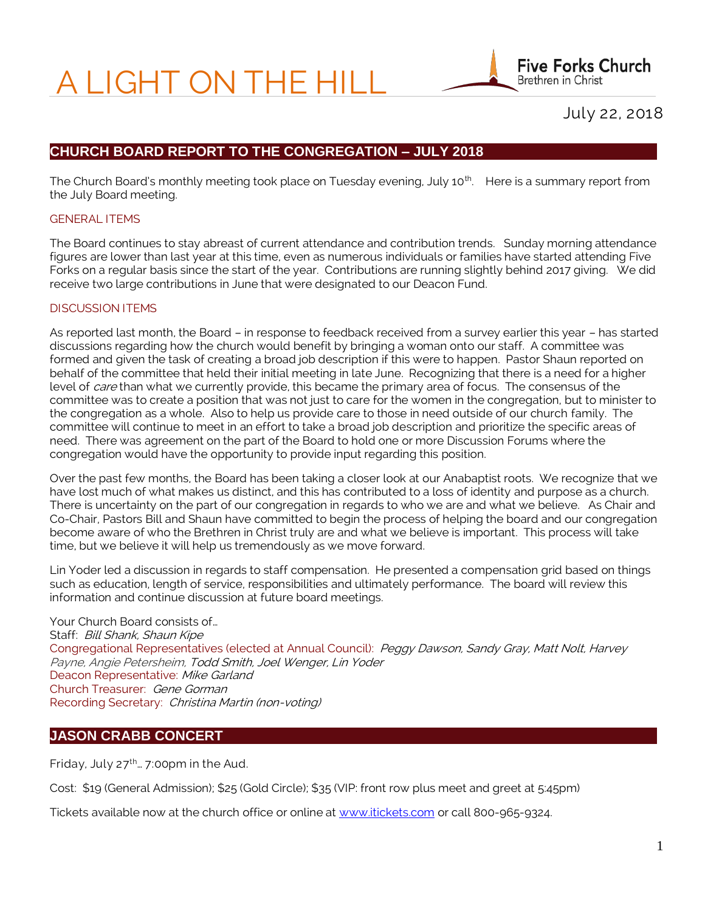# A LIGHT ON THE HILL

Five Forks Church
Brethren in Christ

July 22, 2018

## CHURCH BOARD REPORT TO THE CONGREGATION – JULY 2018

The Church Board's monthly meeting took place on Tuesday evening, July 10th. Here is a summary report from the July Board meeting.

### GENERAL ITEMS

The Board continues to stay abreast of current attendance and contribution trends. Sunday morning attendance figures are lower than last year at this time, even as numerous individuals or families have started attending Five Forks on a regular basis since the start of the year. Contributions are running slightly behind 2017 giving. We did receive two large contributions in June that were designated to our Deacon Fund.

### DISCUSSION ITEMS

As reported last month, the Board – in response to feedback received from a survey earlier this year – has started discussions regarding how the church would benefit by bringing a woman onto our staff. A committee was formed and given the task of creating a broad job description if this were to happen. Pastor Shaun reported on behalf of the committee that held their initial meeting in late June. Recognizing that there is a need for a higher level of *care* than what we currently provide, this became the primary area of focus. The consensus of the committee was to create a position that was not just to care for the women in the congregation, but to minister to the congregation as a whole. Also to help us provide care to those in need outside of our church family. The committee will continue to meet in an effort to take a broad job description and prioritize the specific areas of need. There was agreement on the part of the Board to hold one or more Discussion Forums where the congregation would have the opportunity to provide input regarding this position.

Over the past few months, the Board has been taking a closer look at our Anabaptist roots. We recognize that we have lost much of what makes us distinct, and this has contributed to a loss of identity and purpose as a church. There is uncertainty on the part of our congregation in regards to who we are and what we believe. As Chair and Co-Chair, Pastors Bill and Shaun have committed to begin the process of helping the board and our congregation become aware of who the Brethren in Christ truly are and what we believe is important. This process will take time, but we believe it will help us tremendously as we move forward.

Lin Yoder led a discussion in regards to staff compensation. He presented a compensation grid based on things such as education, length of service, responsibilities and ultimately performance. The board will review this information and continue discussion at future board meetings.

Your Church Board consists of…
Staff: *Bill Shank, Shaun Kipe*
Congregational Representatives (elected at Annual Council): *Peggy Dawson, Sandy Gray, Matt Nolt, Harvey Payne, Angie Petersheim, Todd Smith, Joel Wenger, Lin Yoder*
Deacon Representative: *Mike Garland*
Church Treasurer: *Gene Gorman*
Recording Secretary: *Christina Martin (non-voting)*

## JASON CRABB CONCERT

Friday, July 27th… 7:00pm in the Aud.

Cost: $19 (General Admission); $25 (Gold Circle); $35 (VIP: front row plus meet and greet at 5:45pm)

Tickets available now at the church office or online at www.itickets.com or call 800-965-9324.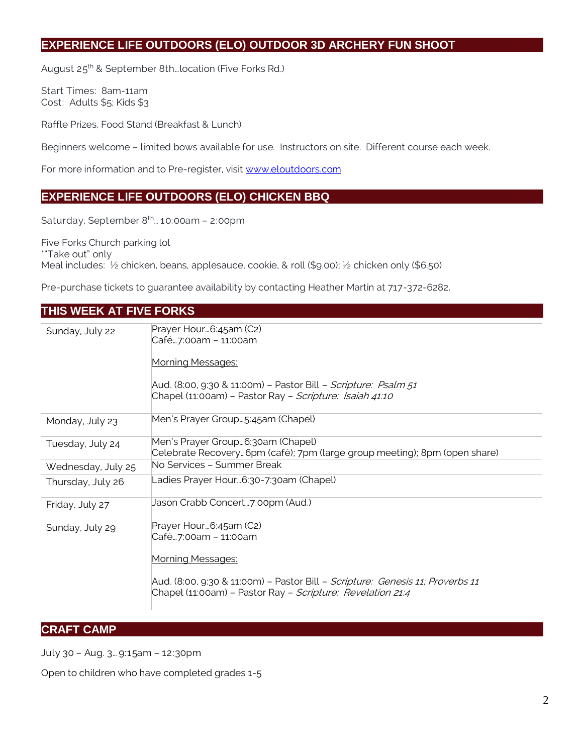## EXPERIENCE LIFE OUTDOORS (ELO) OUTDOOR 3D ARCHERY FUN SHOOT

August 25th & September 8th…location (Five Forks Rd.)

Start Times: 8am-11am
Cost: Adults $5; Kids $3

Raffle Prizes, Food Stand (Breakfast & Lunch)

Beginners welcome – limited bows available for use. Instructors on site. Different course each week.

For more information and to Pre-register, visit www.eloutdoors.com

## EXPERIENCE LIFE OUTDOORS (ELO) CHICKEN BBQ

Saturday, September 8th… 10:00am – 2:00pm

Five Forks Church parking lot
*"Take out" only
Meal includes: ½ chicken, beans, applesauce, cookie, & roll ($9.00); ½ chicken only ($6.50)

Pre-purchase tickets to guarantee availability by contacting Heather Martin at 717-372-6282.

## THIS WEEK AT FIVE FORKS

| | |
|---|---|
| Sunday, July 22 | Prayer Hour…6:45am (C2)<br>Café…7:00am – 11:00am<br><br>Morning Messages:<br><br>Aud. (8:00, 9:30 & 11:00m) – Pastor Bill – *Scripture: Psalm 51*<br>Chapel (11:00am) – Pastor Ray – *Scripture: Isaiah 41:10* |
| Monday, July 23 | Men's Prayer Group…5:45am (Chapel) |
| Tuesday, July 24 | Men's Prayer Group…6:30am (Chapel)<br>Celebrate Recovery…6pm (café); 7pm (large group meeting); 8pm (open share) |
| Wednesday, July 25 | No Services – Summer Break |
| Thursday, July 26 | Ladies Prayer Hour…6:30-7:30am (Chapel) |
| Friday, July 27 | Jason Crabb Concert…7:00pm (Aud.) |
| Sunday, July 29 | Prayer Hour…6:45am (C2)<br>Café…7:00am – 11:00am<br><br>Morning Messages:<br><br>Aud. (8:00, 9:30 & 11:00m) – Pastor Bill – *Scripture: Genesis 11; Proverbs 11*<br>Chapel (11:00am) – Pastor Ray – *Scripture: Revelation 21:4* |

## CRAFT CAMP

July 30 – Aug. 3… 9:15am – 12:30pm

Open to children who have completed grades 1-5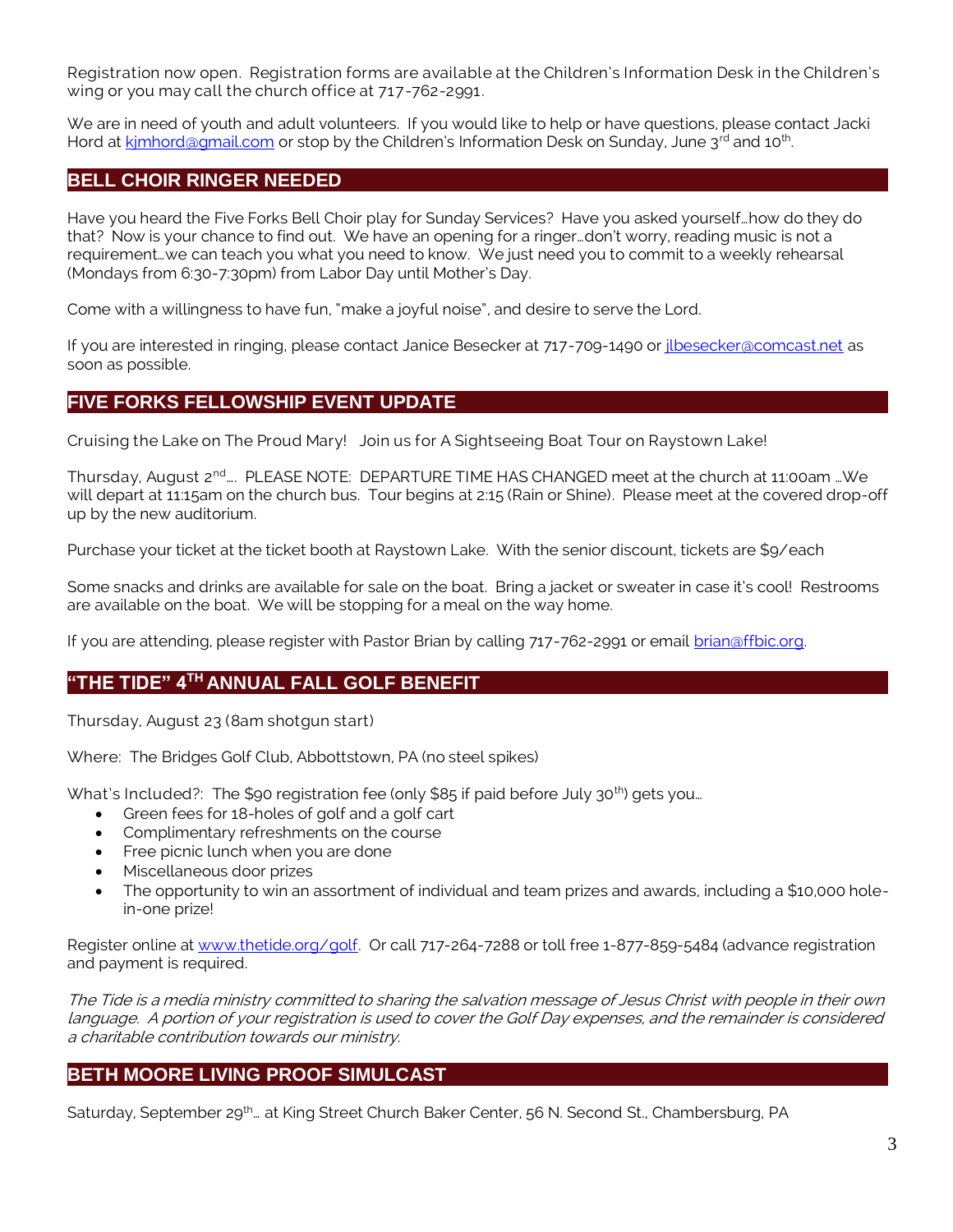Registration now open. Registration forms are available at the Children's Information Desk in the Children's wing or you may call the church office at 717-762-2991.

We are in need of youth and adult volunteers. If you would like to help or have questions, please contact Jacki Hord at kjmhord@gmail.com or stop by the Children's Information Desk on Sunday, June 3rd and 10th.

## BELL CHOIR RINGER NEEDED

Have you heard the Five Forks Bell Choir play for Sunday Services? Have you asked yourself…how do they do that? Now is your chance to find out. We have an opening for a ringer…don't worry, reading music is not a requirement…we can teach you what you need to know. We just need you to commit to a weekly rehearsal (Mondays from 6:30-7:30pm) from Labor Day until Mother's Day.

Come with a willingness to have fun, "make a joyful noise", and desire to serve the Lord.

If you are interested in ringing, please contact Janice Besecker at 717-709-1490 or jlbesecker@comcast.net as soon as possible.

## FIVE FORKS FELLOWSHIP EVENT UPDATE

Cruising the Lake on The Proud Mary! Join us for A Sightseeing Boat Tour on Raystown Lake!

Thursday, August 2nd…. PLEASE NOTE: DEPARTURE TIME HAS CHANGED meet at the church at 11:00am …We will depart at 11:15am on the church bus. Tour begins at 2:15 (Rain or Shine). Please meet at the covered drop-off up by the new auditorium.

Purchase your ticket at the ticket booth at Raystown Lake. With the senior discount, tickets are $9/each

Some snacks and drinks are available for sale on the boat. Bring a jacket or sweater in case it's cool! Restrooms are available on the boat. We will be stopping for a meal on the way home.

If you are attending, please register with Pastor Brian by calling 717-762-2991 or email brian@ffbic.org.

## "THE TIDE" 4TH ANNUAL FALL GOLF BENEFIT

Thursday, August 23 (8am shotgun start)

Where: The Bridges Golf Club, Abbottstown, PA (no steel spikes)

What's Included?: The $90 registration fee (only $85 if paid before July 30th) gets you…

- Green fees for 18-holes of golf and a golf cart
- Complimentary refreshments on the course
- Free picnic lunch when you are done
- Miscellaneous door prizes
- The opportunity to win an assortment of individual and team prizes and awards, including a $10,000 hole-in-one prize!

Register online at www.thetide.org/golf. Or call 717-264-7288 or toll free 1-877-859-5484 (advance registration and payment is required.

*The Tide is a media ministry committed to sharing the salvation message of Jesus Christ with people in their own language. A portion of your registration is used to cover the Golf Day expenses, and the remainder is considered a charitable contribution towards our ministry.*

## BETH MOORE LIVING PROOF SIMULCAST

Saturday, September 29th… at King Street Church Baker Center, 56 N. Second St., Chambersburg, PA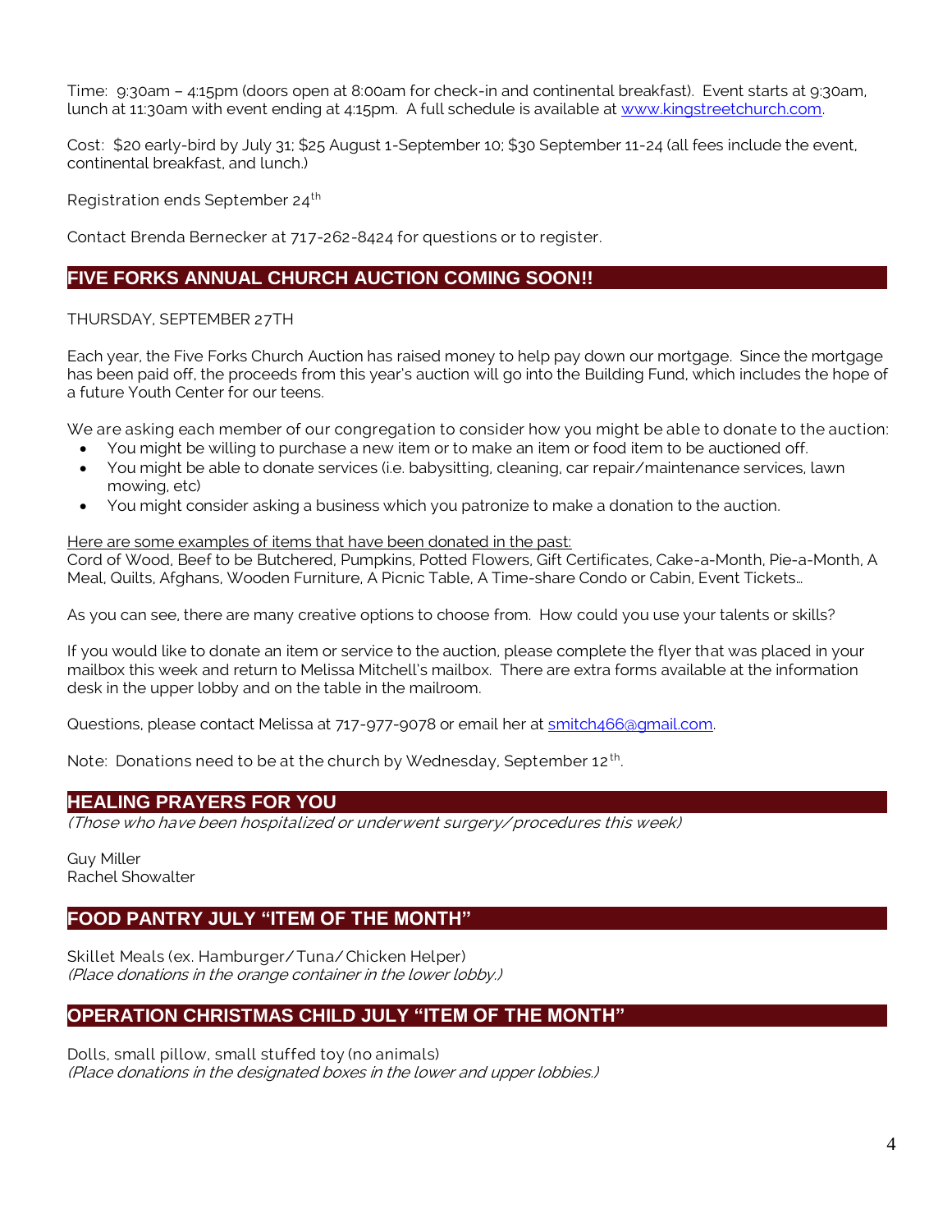Time: 9:30am – 4:15pm (doors open at 8:00am for check-in and continental breakfast). Event starts at 9:30am, lunch at 11:30am with event ending at 4:15pm. A full schedule is available at [www.kingstreetchurch.com](http://www.kingstreetchurch.com).

Cost: $20 early-bird by July 31; $25 August 1-September 10; $30 September 11-24 (all fees include the event, continental breakfast, and lunch.)

Registration ends September 24th

Contact Brenda Bernecker at 717-262-8424 for questions or to register.

## FIVE FORKS ANNUAL CHURCH AUCTION COMING SOON!!

THURSDAY, SEPTEMBER 27TH

Each year, the Five Forks Church Auction has raised money to help pay down our mortgage. Since the mortgage has been paid off, the proceeds from this year's auction will go into the Building Fund, which includes the hope of a future Youth Center for our teens.

We are asking each member of our congregation to consider how you might be able to donate to the auction:

- You might be willing to purchase a new item or to make an item or food item to be auctioned off.
- You might be able to donate services (i.e. babysitting, cleaning, car repair/maintenance services, lawn mowing, etc)
- You might consider asking a business which you patronize to make a donation to the auction.

Here are some examples of items that have been donated in the past:
Cord of Wood, Beef to be Butchered, Pumpkins, Potted Flowers, Gift Certificates, Cake-a-Month, Pie-a-Month, A Meal, Quilts, Afghans, Wooden Furniture, A Picnic Table, A Time-share Condo or Cabin, Event Tickets…

As you can see, there are many creative options to choose from. How could you use your talents or skills?

If you would like to donate an item or service to the auction, please complete the flyer that was placed in your mailbox this week and return to Melissa Mitchell's mailbox. There are extra forms available at the information desk in the upper lobby and on the table in the mailroom.

Questions, please contact Melissa at 717-977-9078 or email her at [smitch466@gmail.com](mailto:smitch466@gmail.com).

Note: Donations need to be at the church by Wednesday, September 12th.

## HEALING PRAYERS FOR YOU

*(Those who have been hospitalized or underwent surgery/procedures this week)*

Guy Miller
Rachel Showalter

## FOOD PANTRY JULY "ITEM OF THE MONTH"

Skillet Meals (ex. Hamburger/Tuna/Chicken Helper)
*(Place donations in the orange container in the lower lobby.)*

## OPERATION CHRISTMAS CHILD JULY "ITEM OF THE MONTH"

Dolls, small pillow, small stuffed toy (no animals)
*(Place donations in the designated boxes in the lower and upper lobbies.)*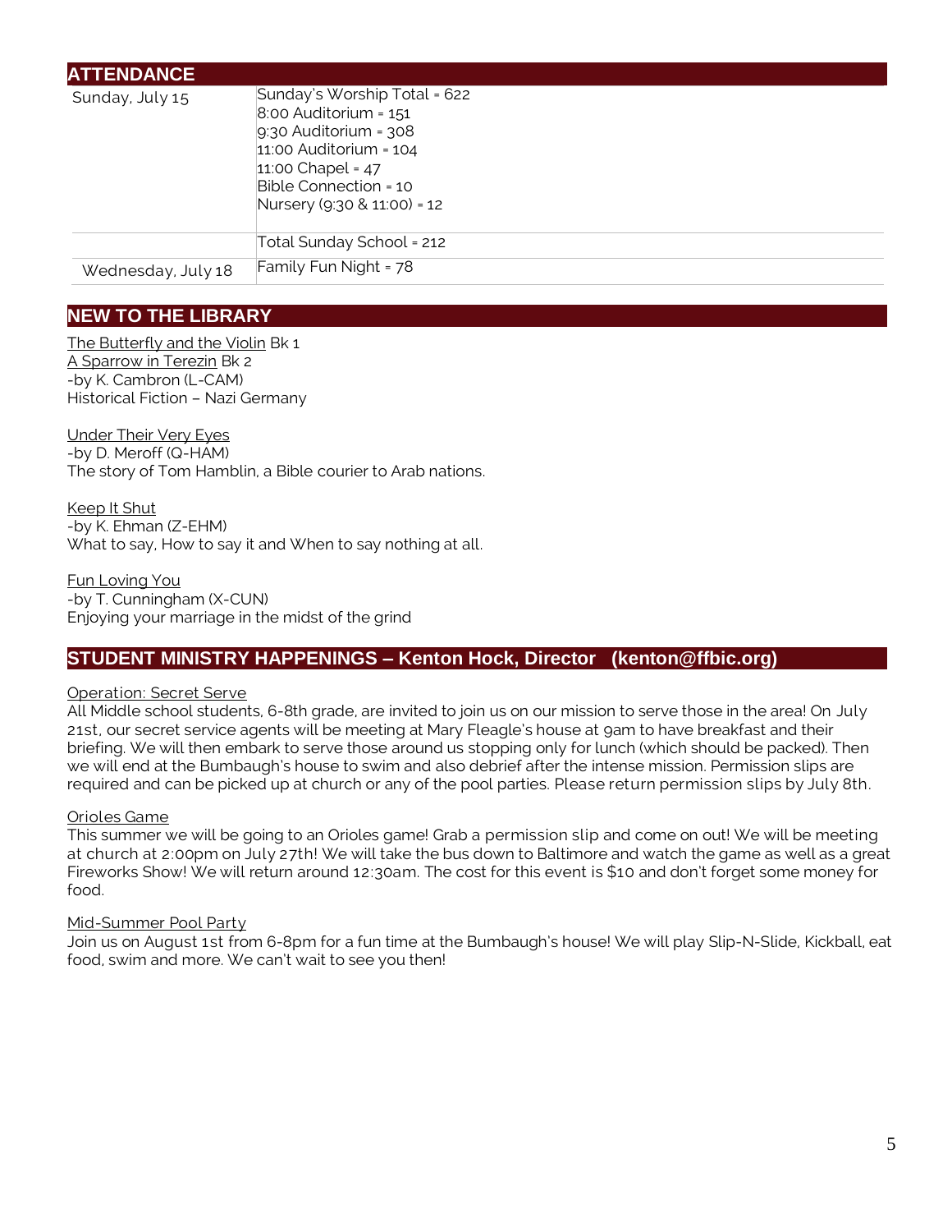## ATTENDANCE

| | |
|---|---|
| Sunday, July 15 | Sunday's Worship Total = 622<br>8:00 Auditorium = 151<br>9:30 Auditorium = 308<br>11:00 Auditorium = 104<br>11:00 Chapel = 47<br>Bible Connection = 10<br>Nursery (9:30 & 11:00) = 12 |
| | Total Sunday School = 212 |
| Wednesday, July 18 | Family Fun Night = 78 |

## NEW TO THE LIBRARY

The Butterfly and the Violin Bk 1
A Sparrow in Terezin Bk 2
-by K. Cambron (L-CAM)
Historical Fiction – Nazi Germany

Under Their Very Eyes
-by D. Meroff (Q-HAM)
The story of Tom Hamblin, a Bible courier to Arab nations.

Keep It Shut
-by K. Ehman (Z-EHM)
What to say, How to say it and When to say nothing at all.

Fun Loving You
-by T. Cunningham (X-CUN)
Enjoying your marriage in the midst of the grind

## STUDENT MINISTRY HAPPENINGS – Kenton Hock, Director (kenton@ffbic.org)

Operation: Secret Serve
All Middle school students, 6-8th grade, are invited to join us on our mission to serve those in the area! On July 21st, our secret service agents will be meeting at Mary Fleagle's house at 9am to have breakfast and their briefing. We will then embark to serve those around us stopping only for lunch (which should be packed). Then we will end at the Bumbaugh's house to swim and also debrief after the intense mission. Permission slips are required and can be picked up at church or any of the pool parties. Please return permission slips by July 8th.

Orioles Game
This summer we will be going to an Orioles game! Grab a permission slip and come on out! We will be meeting at church at 2:00pm on July 27th! We will take the bus down to Baltimore and watch the game as well as a great Fireworks Show! We will return around 12:30am. The cost for this event is $10 and don't forget some money for food.

Mid-Summer Pool Party
Join us on August 1st from 6-8pm for a fun time at the Bumbaugh's house! We will play Slip-N-Slide, Kickball, eat food, swim and more. We can't wait to see you then!